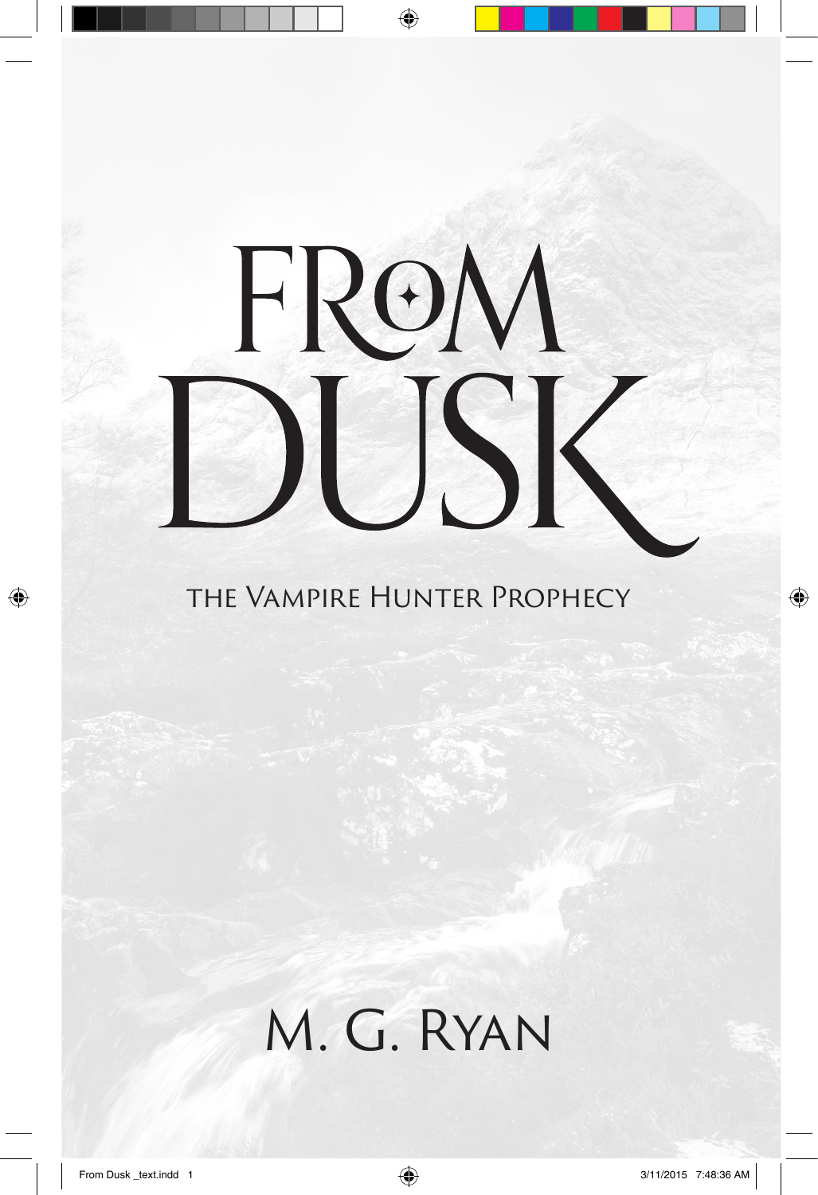# FROM DUSK

## THE VAMPIRE HUNTER PROPHECY

M. G. RYAN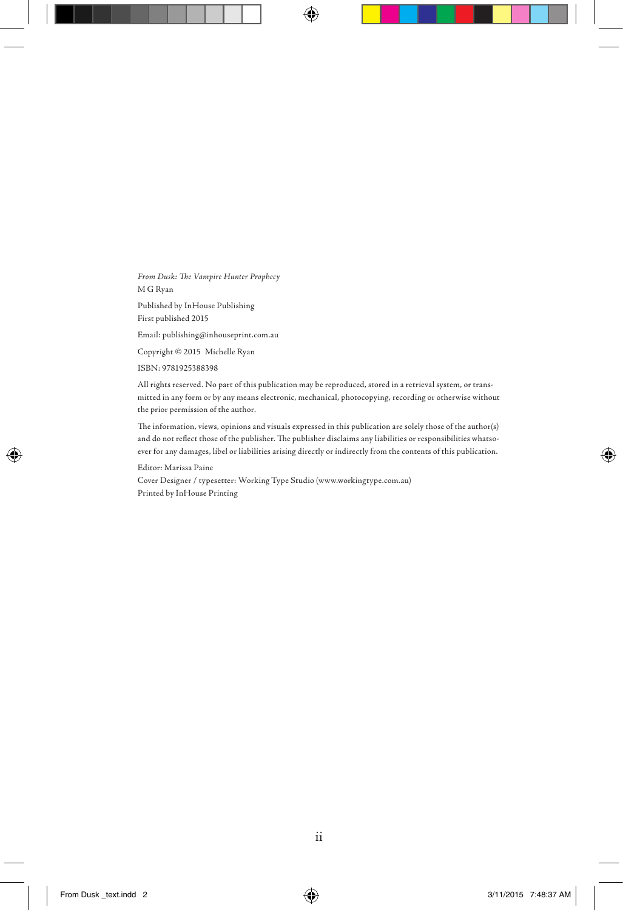*From Dusk: The Vampire Hunter Prophecy*
M G Ryan

Published by InHouse Publishing
First published 2015

Email: publishing@inhouseprint.com.au

Copyright © 2015 Michelle Ryan

ISBN: 9781925388398

All rights reserved. No part of this publication may be reproduced, stored in a retrieval system, or transmitted in any form or by any means electronic, mechanical, photocopying, recording or otherwise without the prior permission of the author.

The information, views, opinions and visuals expressed in this publication are solely those of the author(s) and do not reflect those of the publisher. The publisher disclaims any liabilities or responsibilities whatsoever for any damages, libel or liabilities arising directly or indirectly from the contents of this publication.

Editor: Marissa Paine
Cover Designer / typesetter: Working Type Studio (www.workingtype.com.au)
Printed by InHouse Printing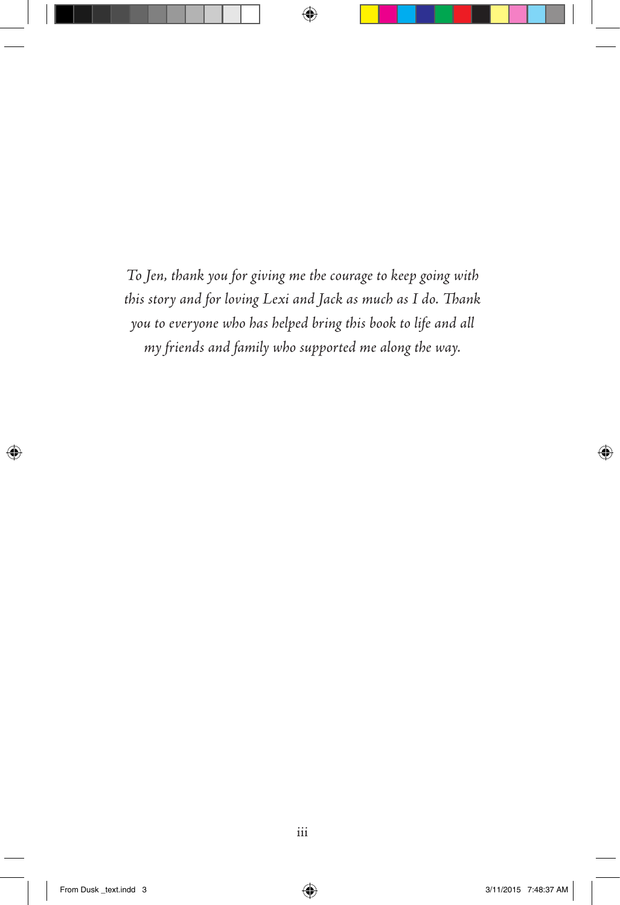*To Jen, thank you for giving me the courage to keep going with this story and for loving Lexi and Jack as much as I do. Thank you to everyone who has helped bring this book to life and all my friends and family who supported me along the way.*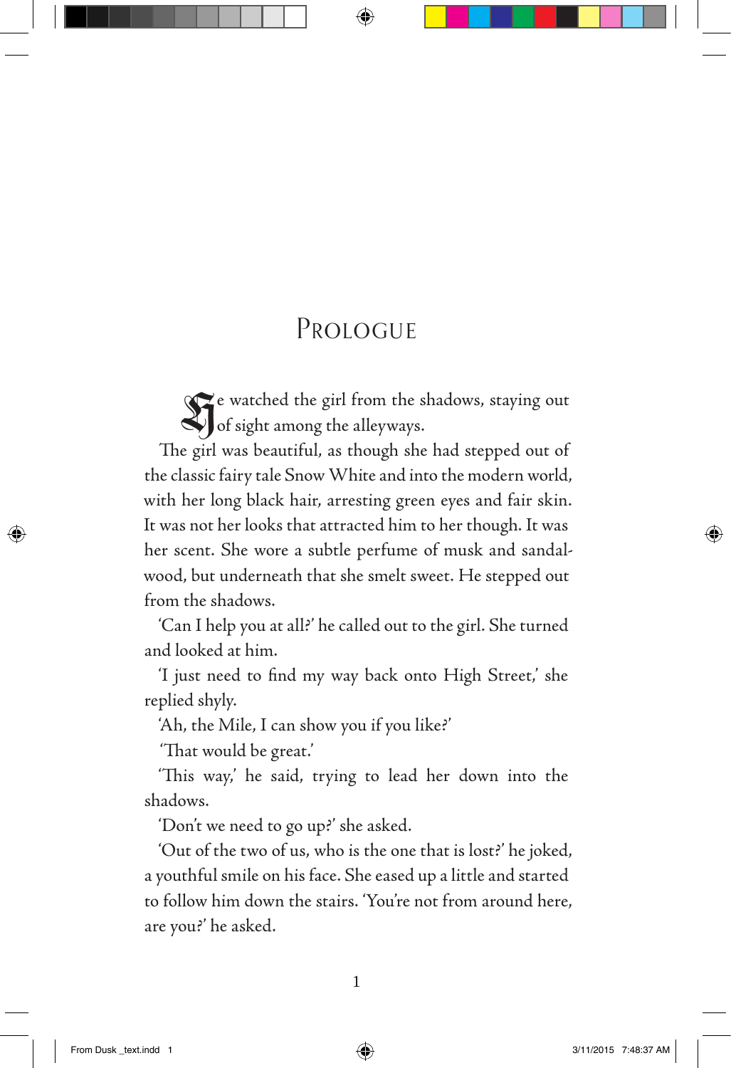# Prologue

He watched the girl from the shadows, staying out of sight among the alleyways.

The girl was beautiful, as though she had stepped out of the classic fairy tale Snow White and into the modern world, with her long black hair, arresting green eyes and fair skin. It was not her looks that attracted him to her though. It was her scent. She wore a subtle perfume of musk and sandalwood, but underneath that she smelt sweet. He stepped out from the shadows.

'Can I help you at all?' he called out to the girl. She turned and looked at him.

'I just need to find my way back onto High Street,' she replied shyly.

'Ah, the Mile, I can show you if you like?'

'That would be great.'

'This way,' he said, trying to lead her down into the shadows.

'Don't we need to go up?' she asked.

'Out of the two of us, who is the one that is lost?' he joked, a youthful smile on his face. She eased up a little and started to follow him down the stairs. 'You're not from around here, are you?' he asked.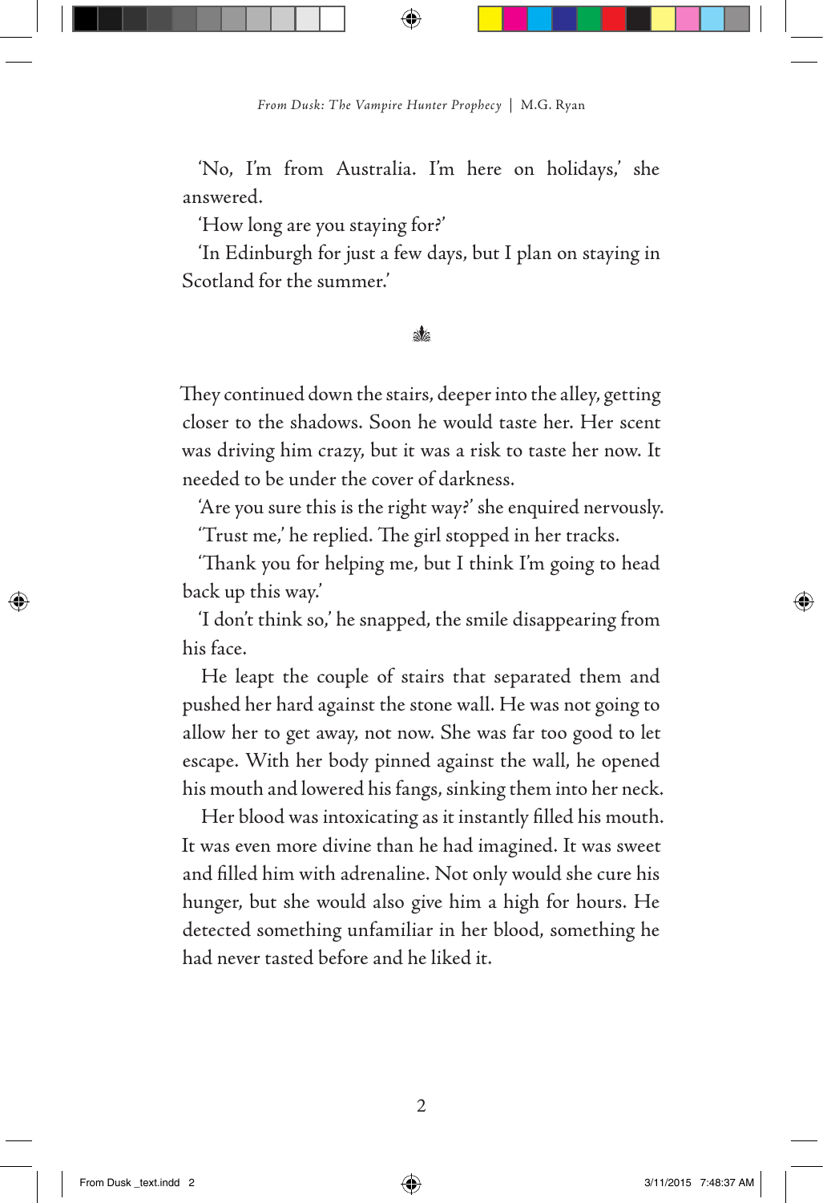'No, I'm from Australia. I'm here on holidays,' she answered.

'How long are you staying for?'

'In Edinburgh for just a few days, but I plan on staying in Scotland for the summer.'

❧

They continued down the stairs, deeper into the alley, getting closer to the shadows. Soon he would taste her. Her scent was driving him crazy, but it was a risk to taste her now. It needed to be under the cover of darkness.

'Are you sure this is the right way?' she enquired nervously.

'Trust me,' he replied. The girl stopped in her tracks.

'Thank you for helping me, but I think I'm going to head back up this way.'

'I don't think so,' he snapped, the smile disappearing from his face.

He leapt the couple of stairs that separated them and pushed her hard against the stone wall. He was not going to allow her to get away, not now. She was far too good to let escape. With her body pinned against the wall, he opened his mouth and lowered his fangs, sinking them into her neck.

Her blood was intoxicating as it instantly filled his mouth. It was even more divine than he had imagined. It was sweet and filled him with adrenaline. Not only would she cure his hunger, but she would also give him a high for hours. He detected something unfamiliar in her blood, something he had never tasted before and he liked it.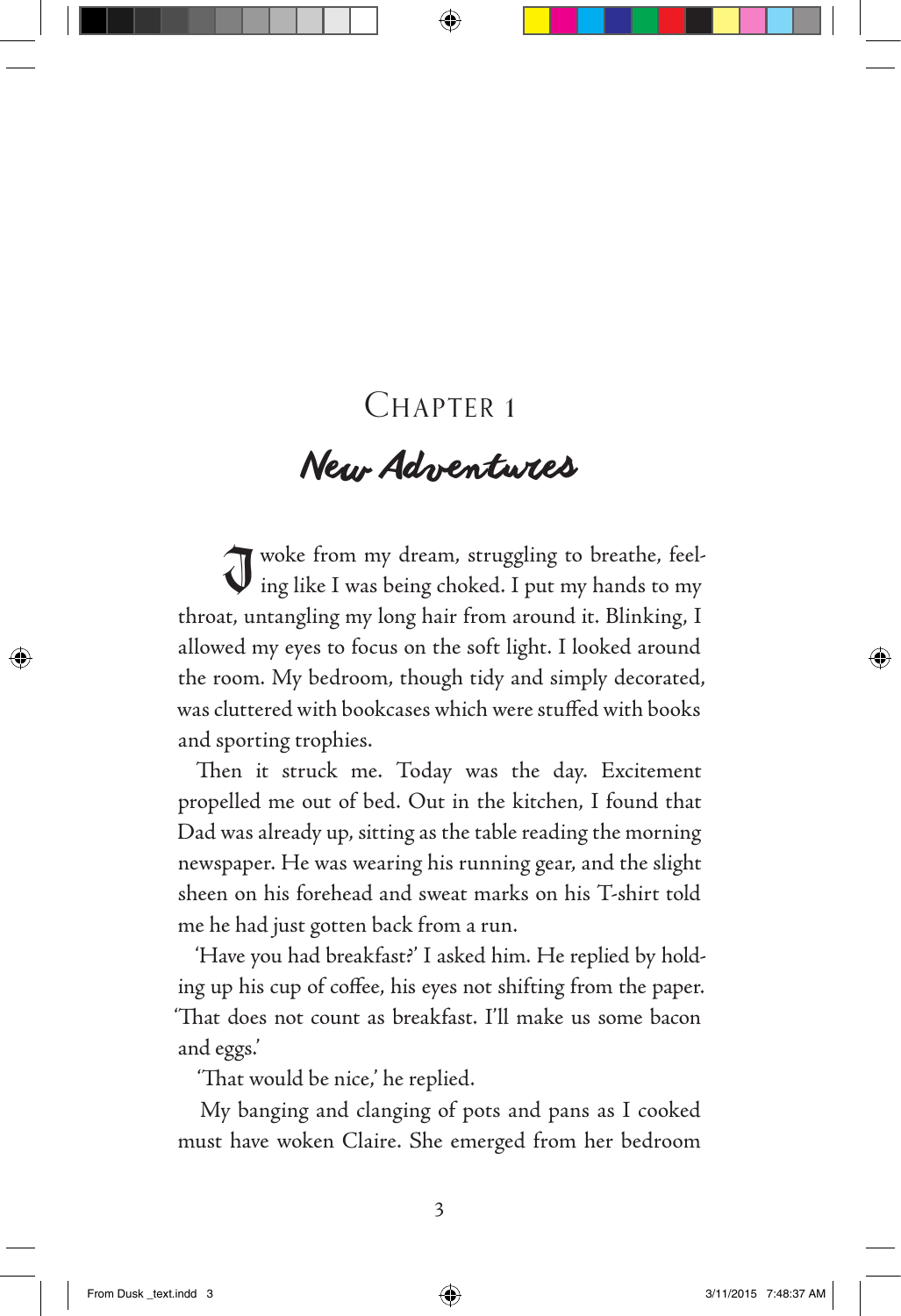# Chapter 1

## *New Adventures*

I woke from my dream, struggling to breathe, feeling like I was being choked. I put my hands to my throat, untangling my long hair from around it. Blinking, I allowed my eyes to focus on the soft light. I looked around the room. My bedroom, though tidy and simply decorated, was cluttered with bookcases which were stuffed with books and sporting trophies.

Then it struck me. Today was the day. Excitement propelled me out of bed. Out in the kitchen, I found that Dad was already up, sitting as the table reading the morning newspaper. He was wearing his running gear, and the slight sheen on his forehead and sweat marks on his T-shirt told me he had just gotten back from a run.

'Have you had breakfast?' I asked him. He replied by holding up his cup of coffee, his eyes not shifting from the paper. 'That does not count as breakfast. I'll make us some bacon and eggs.'

'That would be nice,' he replied.

My banging and clanging of pots and pans as I cooked must have woken Claire. She emerged from her bedroom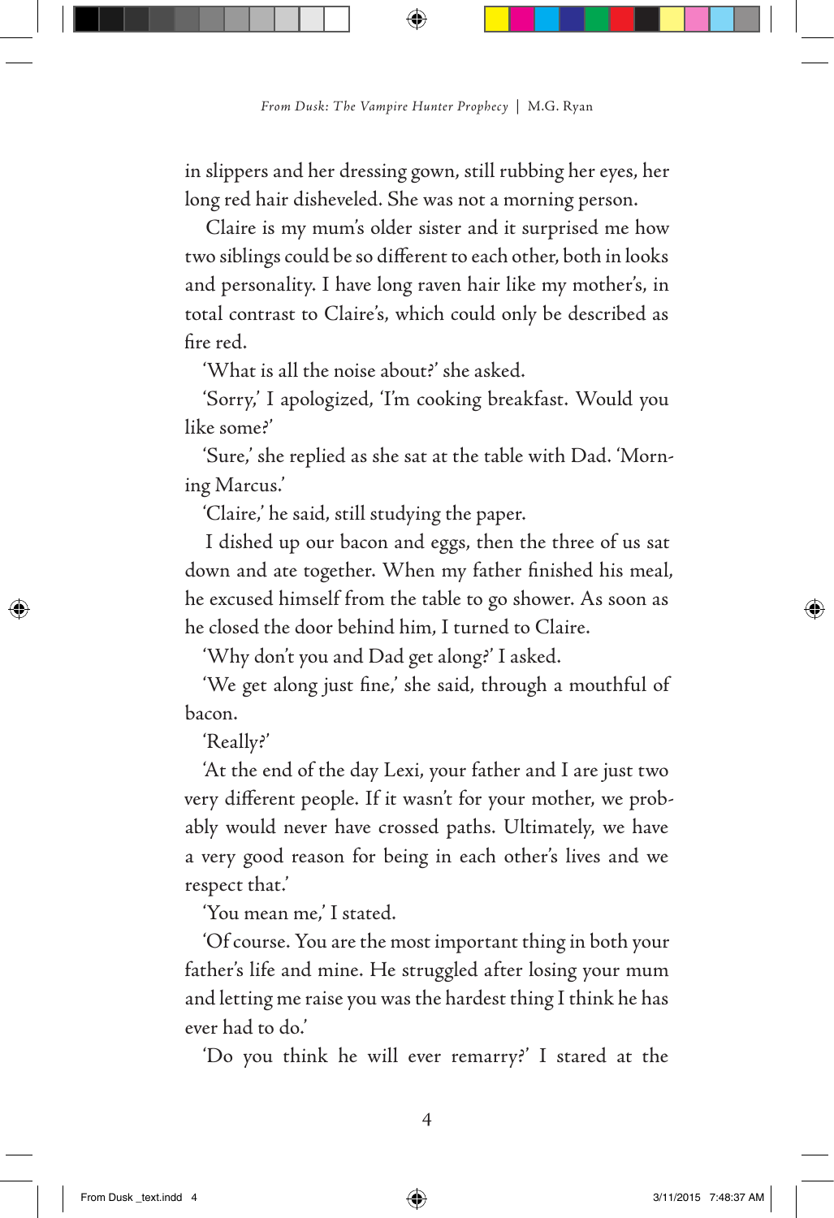in slippers and her dressing gown, still rubbing her eyes, her long red hair disheveled. She was not a morning person.

Claire is my mum's older sister and it surprised me how two siblings could be so different to each other, both in looks and personality. I have long raven hair like my mother's, in total contrast to Claire's, which could only be described as fire red.

'What is all the noise about?' she asked.

'Sorry,' I apologized, 'I'm cooking breakfast. Would you like some?'

'Sure,' she replied as she sat at the table with Dad. 'Morning Marcus.'

'Claire,' he said, still studying the paper.

I dished up our bacon and eggs, then the three of us sat down and ate together. When my father finished his meal, he excused himself from the table to go shower. As soon as he closed the door behind him, I turned to Claire.

'Why don't you and Dad get along?' I asked.

'We get along just fine,' she said, through a mouthful of bacon.

'Really?'

'At the end of the day Lexi, your father and I are just two very different people. If it wasn't for your mother, we probably would never have crossed paths. Ultimately, we have a very good reason for being in each other's lives and we respect that.'

'You mean me,' I stated.

'Of course. You are the most important thing in both your father's life and mine. He struggled after losing your mum and letting me raise you was the hardest thing I think he has ever had to do.'

'Do you think he will ever remarry?' I stared at the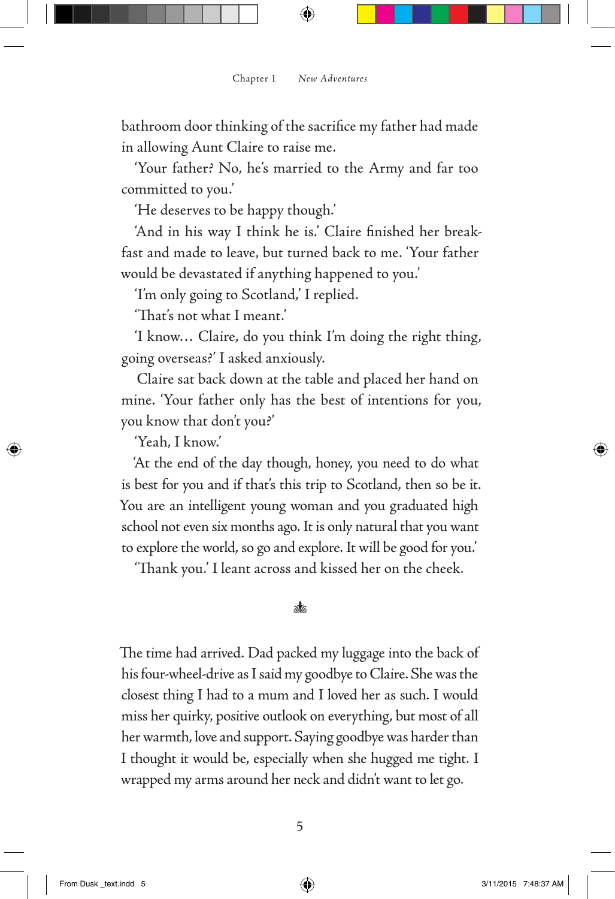bathroom door thinking of the sacrifice my father had made in allowing Aunt Claire to raise me.

'Your father? No, he's married to the Army and far too committed to you.'

'He deserves to be happy though.'

'And in his way I think he is.' Claire finished her breakfast and made to leave, but turned back to me. 'Your father would be devastated if anything happened to you.'

'I'm only going to Scotland,' I replied.

'That's not what I meant.'

'I know… Claire, do you think I'm doing the right thing, going overseas?' I asked anxiously.

Claire sat back down at the table and placed her hand on mine. 'Your father only has the best of intentions for you, you know that don't you?'

'Yeah, I know.'

'At the end of the day though, honey, you need to do what is best for you and if that's this trip to Scotland, then so be it. You are an intelligent young woman and you graduated high school not even six months ago. It is only natural that you want to explore the world, so go and explore. It will be good for you.'

'Thank you.' I leant across and kissed her on the cheek.

The time had arrived. Dad packed my luggage into the back of his four-wheel-drive as I said my goodbye to Claire. She was the closest thing I had to a mum and I loved her as such. I would miss her quirky, positive outlook on everything, but most of all her warmth, love and support. Saying goodbye was harder than I thought it would be, especially when she hugged me tight. I wrapped my arms around her neck and didn't want to let go.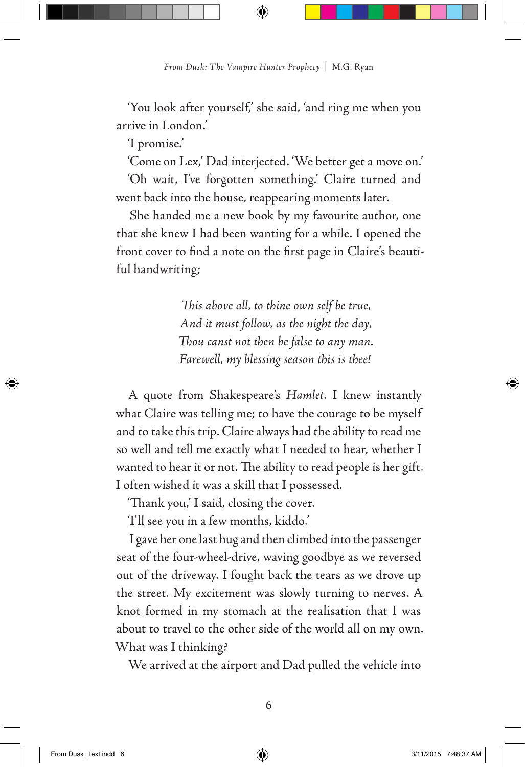'You look after yourself,' she said, 'and ring me when you arrive in London.'

'I promise.'

'Come on Lex,' Dad interjected. 'We better get a move on.'

'Oh wait, I've forgotten something.' Claire turned and went back into the house, reappearing moments later.

She handed me a new book by my favourite author, one that she knew I had been wanting for a while. I opened the front cover to find a note on the first page in Claire's beautiful handwriting;

*This above all, to thine own self be true,*
*And it must follow, as the night the day,*
*Thou canst not then be false to any man.*
*Farewell, my blessing season this is thee!*

A quote from Shakespeare's *Hamlet*. I knew instantly what Claire was telling me; to have the courage to be myself and to take this trip. Claire always had the ability to read me so well and tell me exactly what I needed to hear, whether I wanted to hear it or not. The ability to read people is her gift. I often wished it was a skill that I possessed.

'Thank you,' I said, closing the cover.

'I'll see you in a few months, kiddo.'

I gave her one last hug and then climbed into the passenger seat of the four-wheel-drive, waving goodbye as we reversed out of the driveway. I fought back the tears as we drove up the street. My excitement was slowly turning to nerves. A knot formed in my stomach at the realisation that I was about to travel to the other side of the world all on my own. What was I thinking?

We arrived at the airport and Dad pulled the vehicle into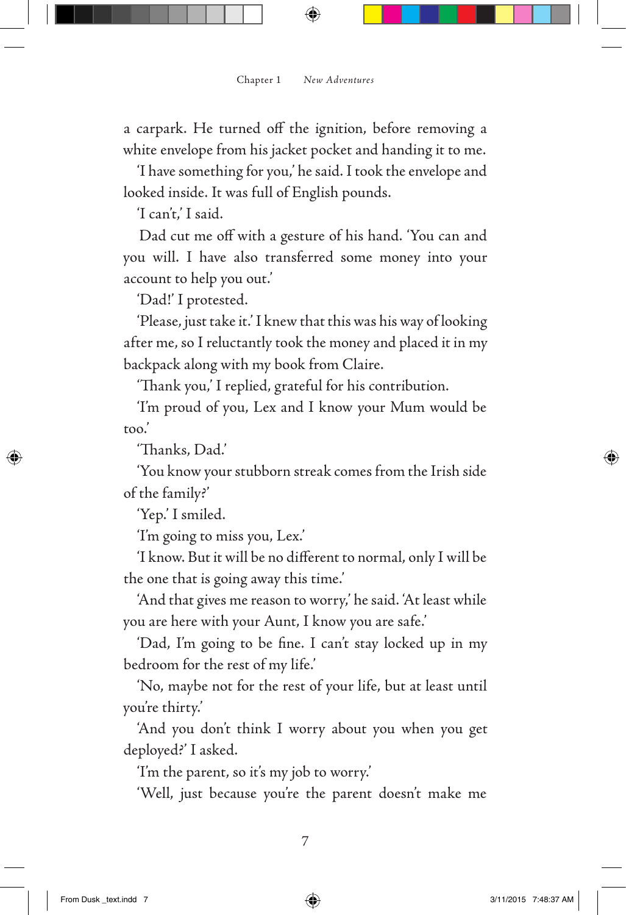a carpark. He turned off the ignition, before removing a white envelope from his jacket pocket and handing it to me.

'I have something for you,' he said. I took the envelope and looked inside. It was full of English pounds.

'I can't,' I said.

Dad cut me off with a gesture of his hand. 'You can and you will. I have also transferred some money into your account to help you out.'

'Dad!' I protested.

'Please, just take it.' I knew that this was his way of looking after me, so I reluctantly took the money and placed it in my backpack along with my book from Claire.

'Thank you,' I replied, grateful for his contribution.

'I'm proud of you, Lex and I know your Mum would be too.'

'Thanks, Dad.'

'You know your stubborn streak comes from the Irish side of the family?'

'Yep.' I smiled.

'I'm going to miss you, Lex.'

'I know. But it will be no different to normal, only I will be the one that is going away this time.'

'And that gives me reason to worry,' he said. 'At least while you are here with your Aunt, I know you are safe.'

'Dad, I'm going to be fine. I can't stay locked up in my bedroom for the rest of my life.'

'No, maybe not for the rest of your life, but at least until you're thirty.'

'And you don't think I worry about you when you get deployed?' I asked.

'I'm the parent, so it's my job to worry.'

'Well, just because you're the parent doesn't make me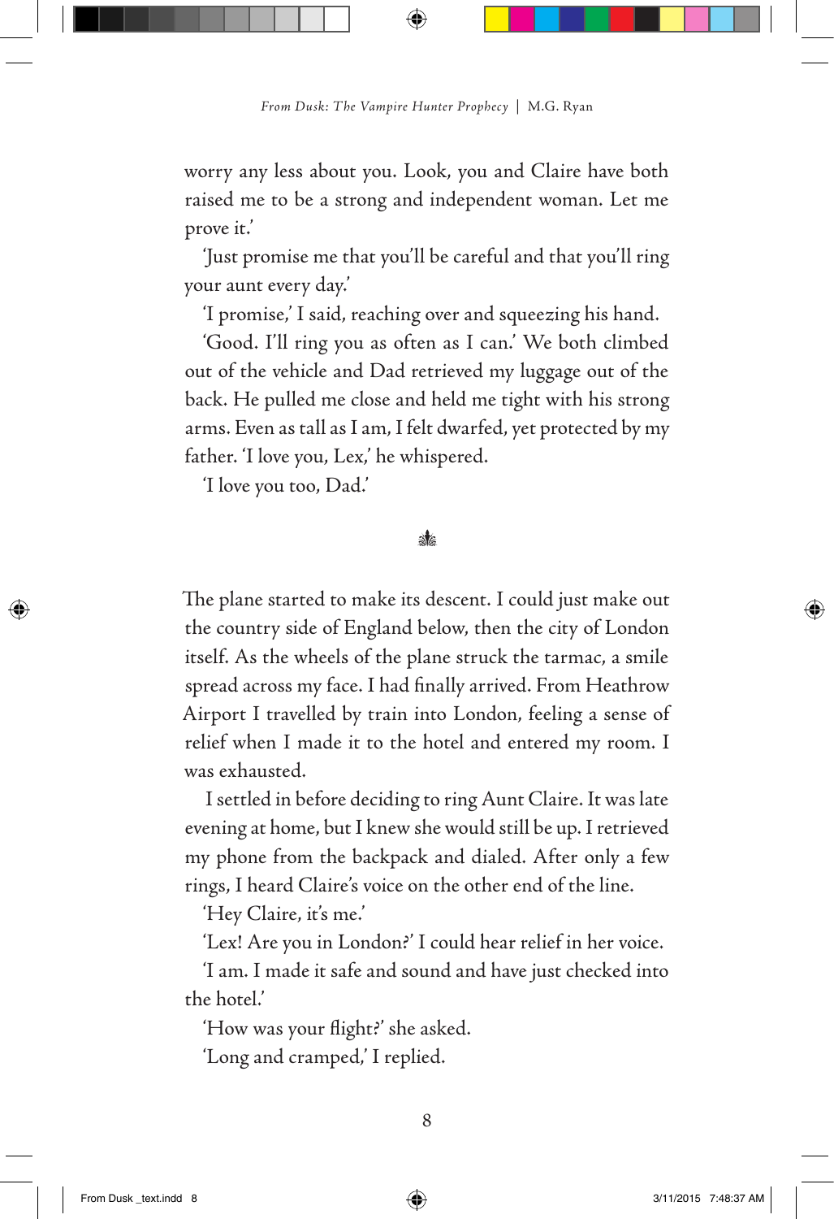worry any less about you. Look, you and Claire have both raised me to be a strong and independent woman. Let me prove it.'

'Just promise me that you'll be careful and that you'll ring your aunt every day.'

'I promise,' I said, reaching over and squeezing his hand.

'Good. I'll ring you as often as I can.' We both climbed out of the vehicle and Dad retrieved my luggage out of the back. He pulled me close and held me tight with his strong arms. Even as tall as I am, I felt dwarfed, yet protected by my father. 'I love you, Lex,' he whispered.

'I love you too, Dad.'

❧

The plane started to make its descent. I could just make out the country side of England below, then the city of London itself. As the wheels of the plane struck the tarmac, a smile spread across my face. I had finally arrived. From Heathrow Airport I travelled by train into London, feeling a sense of relief when I made it to the hotel and entered my room. I was exhausted.

I settled in before deciding to ring Aunt Claire. It was late evening at home, but I knew she would still be up. I retrieved my phone from the backpack and dialed. After only a few rings, I heard Claire's voice on the other end of the line.

'Hey Claire, it's me.'

'Lex! Are you in London?' I could hear relief in her voice.

'I am. I made it safe and sound and have just checked into the hotel.'

'How was your flight?' she asked.

'Long and cramped,' I replied.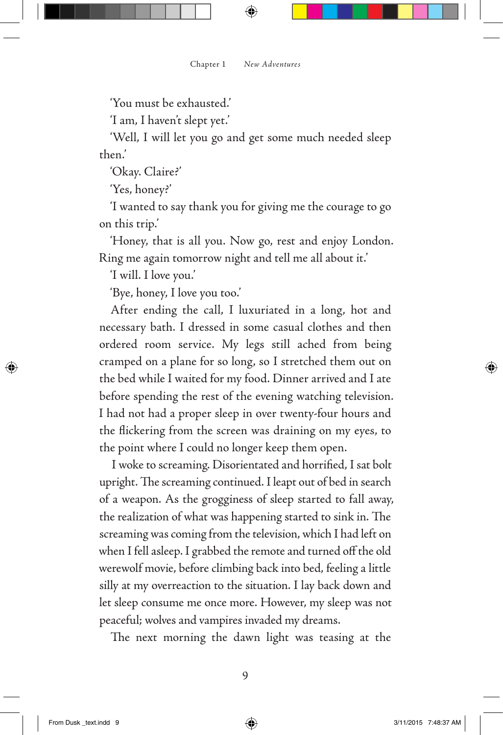'You must be exhausted.'

'I am, I haven't slept yet.'

'Well, I will let you go and get some much needed sleep then.'

'Okay. Claire?'

'Yes, honey?'

'I wanted to say thank you for giving me the courage to go on this trip.'

'Honey, that is all you. Now go, rest and enjoy London. Ring me again tomorrow night and tell me all about it.'

'I will. I love you.'

'Bye, honey, I love you too.'

After ending the call, I luxuriated in a long, hot and necessary bath. I dressed in some casual clothes and then ordered room service. My legs still ached from being cramped on a plane for so long, so I stretched them out on the bed while I waited for my food. Dinner arrived and I ate before spending the rest of the evening watching television. I had not had a proper sleep in over twenty-four hours and the flickering from the screen was draining on my eyes, to the point where I could no longer keep them open.

I woke to screaming. Disorientated and horrified, I sat bolt upright. The screaming continued. I leapt out of bed in search of a weapon. As the grogginess of sleep started to fall away, the realization of what was happening started to sink in. The screaming was coming from the television, which I had left on when I fell asleep. I grabbed the remote and turned off the old werewolf movie, before climbing back into bed, feeling a little silly at my overreaction to the situation. I lay back down and let sleep consume me once more. However, my sleep was not peaceful; wolves and vampires invaded my dreams.

The next morning the dawn light was teasing at the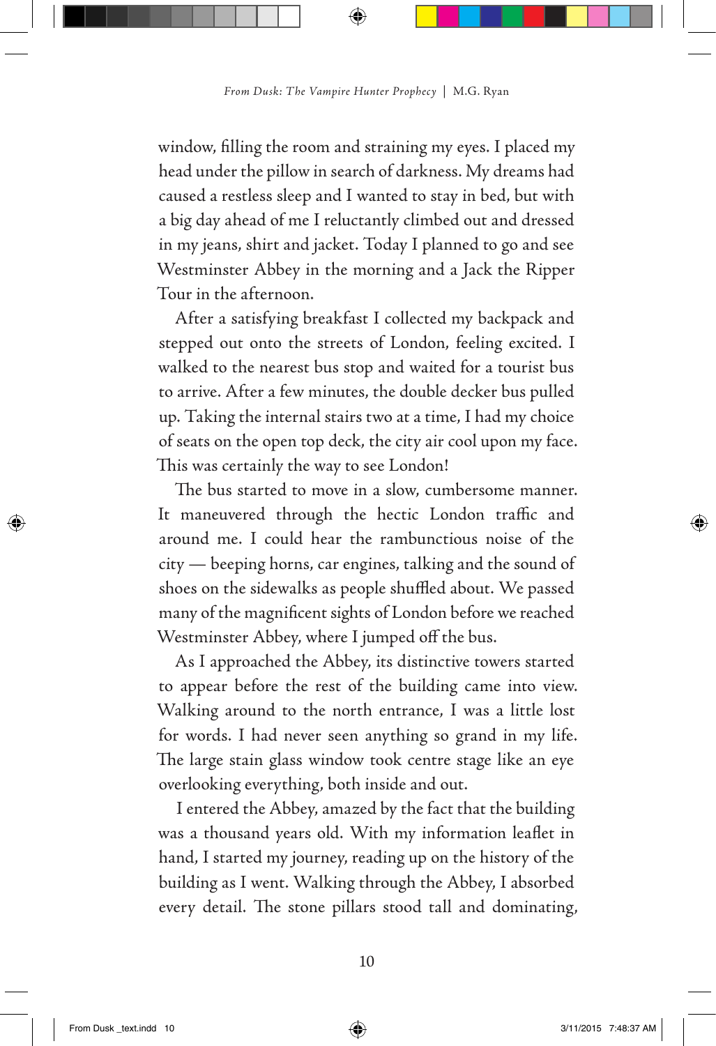window, filling the room and straining my eyes. I placed my head under the pillow in search of darkness. My dreams had caused a restless sleep and I wanted to stay in bed, but with a big day ahead of me I reluctantly climbed out and dressed in my jeans, shirt and jacket. Today I planned to go and see Westminster Abbey in the morning and a Jack the Ripper Tour in the afternoon.

After a satisfying breakfast I collected my backpack and stepped out onto the streets of London, feeling excited. I walked to the nearest bus stop and waited for a tourist bus to arrive. After a few minutes, the double decker bus pulled up. Taking the internal stairs two at a time, I had my choice of seats on the open top deck, the city air cool upon my face. This was certainly the way to see London!

The bus started to move in a slow, cumbersome manner. It maneuvered through the hectic London traffic and around me. I could hear the rambunctious noise of the city — beeping horns, car engines, talking and the sound of shoes on the sidewalks as people shuffled about. We passed many of the magnificent sights of London before we reached Westminster Abbey, where I jumped off the bus.

As I approached the Abbey, its distinctive towers started to appear before the rest of the building came into view. Walking around to the north entrance, I was a little lost for words. I had never seen anything so grand in my life. The large stain glass window took centre stage like an eye overlooking everything, both inside and out.

I entered the Abbey, amazed by the fact that the building was a thousand years old. With my information leaflet in hand, I started my journey, reading up on the history of the building as I went. Walking through the Abbey, I absorbed every detail. The stone pillars stood tall and dominating,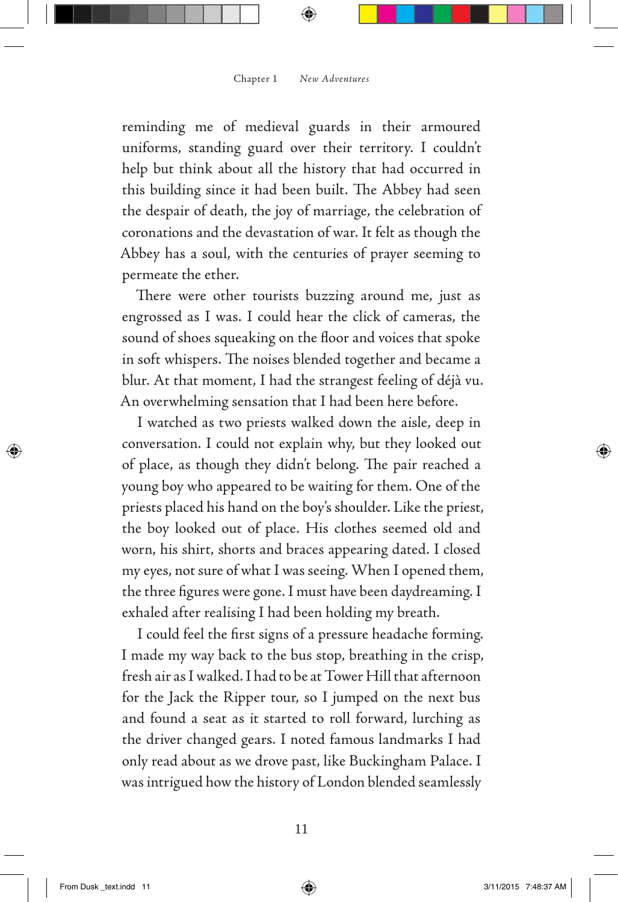reminding me of medieval guards in their armoured uniforms, standing guard over their territory. I couldn't help but think about all the history that had occurred in this building since it had been built. The Abbey had seen the despair of death, the joy of marriage, the celebration of coronations and the devastation of war. It felt as though the Abbey has a soul, with the centuries of prayer seeming to permeate the ether.

There were other tourists buzzing around me, just as engrossed as I was. I could hear the click of cameras, the sound of shoes squeaking on the floor and voices that spoke in soft whispers. The noises blended together and became a blur. At that moment, I had the strangest feeling of déjà vu. An overwhelming sensation that I had been here before.

I watched as two priests walked down the aisle, deep in conversation. I could not explain why, but they looked out of place, as though they didn't belong. The pair reached a young boy who appeared to be waiting for them. One of the priests placed his hand on the boy's shoulder. Like the priest, the boy looked out of place. His clothes seemed old and worn, his shirt, shorts and braces appearing dated. I closed my eyes, not sure of what I was seeing. When I opened them, the three figures were gone. I must have been daydreaming. I exhaled after realising I had been holding my breath.

I could feel the first signs of a pressure headache forming. I made my way back to the bus stop, breathing in the crisp, fresh air as I walked. I had to be at Tower Hill that afternoon for the Jack the Ripper tour, so I jumped on the next bus and found a seat as it started to roll forward, lurching as the driver changed gears. I noted famous landmarks I had only read about as we drove past, like Buckingham Palace. I was intrigued how the history of London blended seamlessly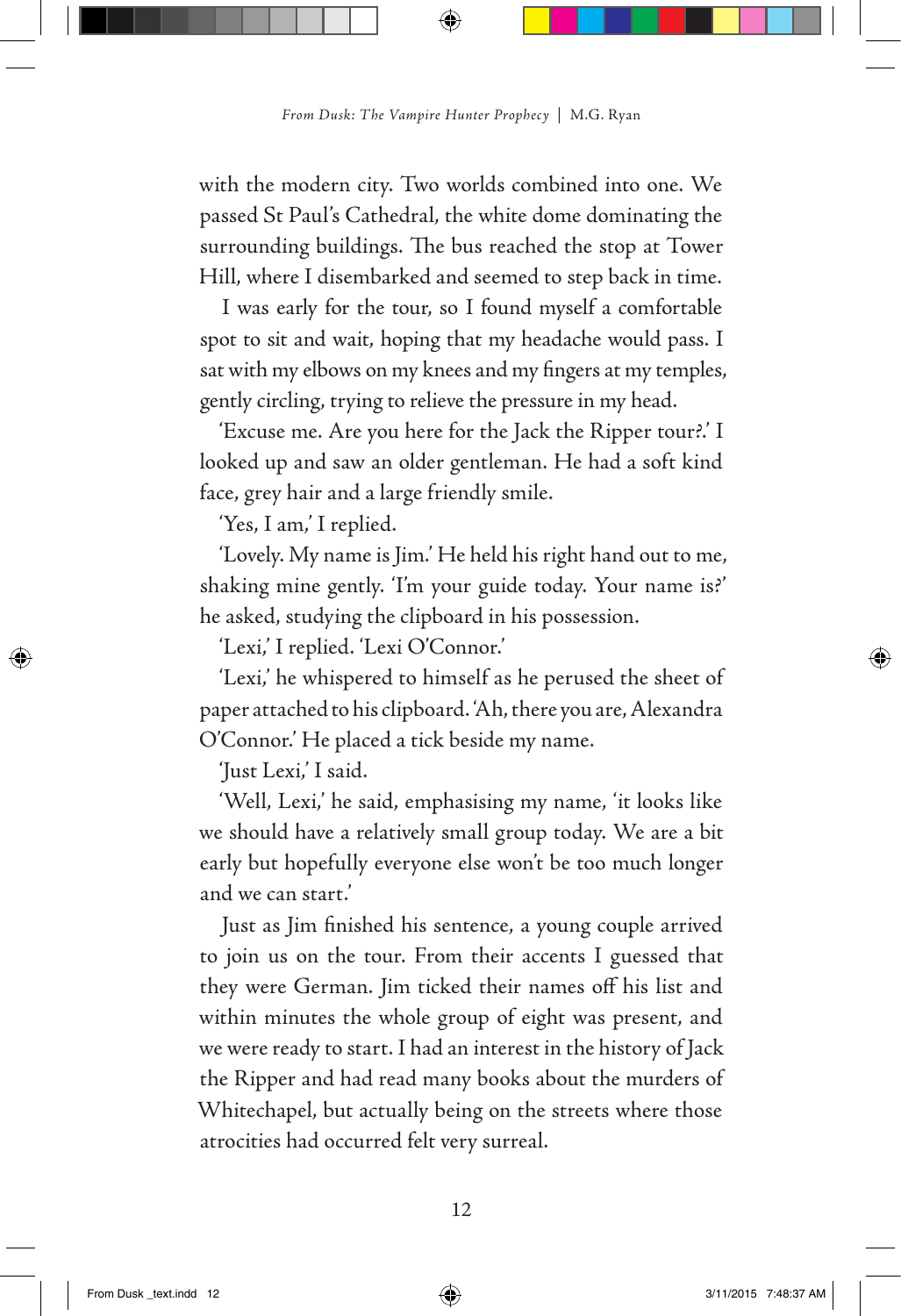with the modern city. Two worlds combined into one. We passed St Paul's Cathedral, the white dome dominating the surrounding buildings. The bus reached the stop at Tower Hill, where I disembarked and seemed to step back in time.

I was early for the tour, so I found myself a comfortable spot to sit and wait, hoping that my headache would pass. I sat with my elbows on my knees and my fingers at my temples, gently circling, trying to relieve the pressure in my head.

'Excuse me. Are you here for the Jack the Ripper tour?.' I looked up and saw an older gentleman. He had a soft kind face, grey hair and a large friendly smile.

'Yes, I am,' I replied.

'Lovely. My name is Jim.' He held his right hand out to me, shaking mine gently. 'I'm your guide today. Your name is?' he asked, studying the clipboard in his possession.

'Lexi,' I replied. 'Lexi O'Connor.'

'Lexi,' he whispered to himself as he perused the sheet of paper attached to his clipboard. 'Ah, there you are, Alexandra O'Connor.' He placed a tick beside my name.

'Just Lexi,' I said.

'Well, Lexi,' he said, emphasising my name, 'it looks like we should have a relatively small group today. We are a bit early but hopefully everyone else won't be too much longer and we can start.'

Just as Jim finished his sentence, a young couple arrived to join us on the tour. From their accents I guessed that they were German. Jim ticked their names off his list and within minutes the whole group of eight was present, and we were ready to start. I had an interest in the history of Jack the Ripper and had read many books about the murders of Whitechapel, but actually being on the streets where those atrocities had occurred felt very surreal.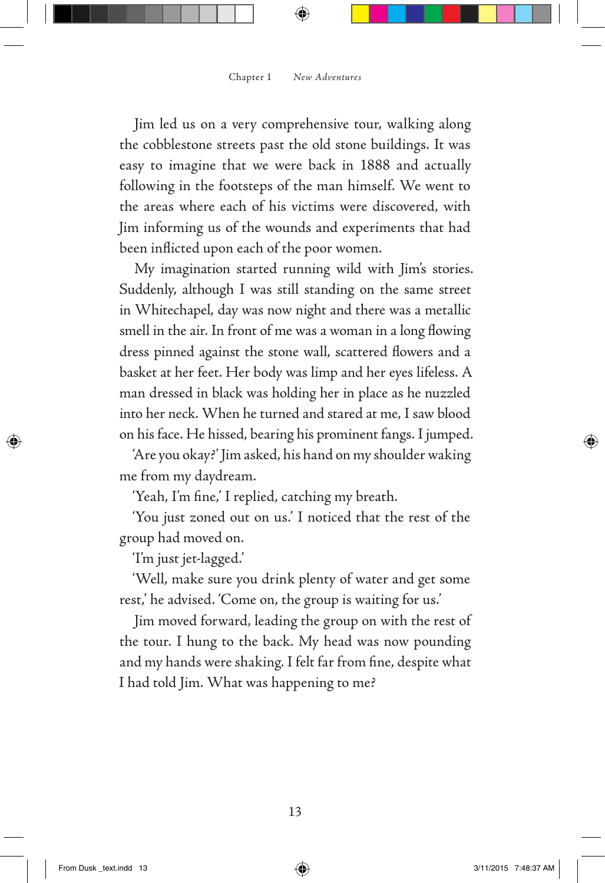Jim led us on a very comprehensive tour, walking along the cobblestone streets past the old stone buildings. It was easy to imagine that we were back in 1888 and actually following in the footsteps of the man himself. We went to the areas where each of his victims were discovered, with Jim informing us of the wounds and experiments that had been inflicted upon each of the poor women.

My imagination started running wild with Jim's stories. Suddenly, although I was still standing on the same street in Whitechapel, day was now night and there was a metallic smell in the air. In front of me was a woman in a long flowing dress pinned against the stone wall, scattered flowers and a basket at her feet. Her body was limp and her eyes lifeless. A man dressed in black was holding her in place as he nuzzled into her neck. When he turned and stared at me, I saw blood on his face. He hissed, bearing his prominent fangs. I jumped.

'Are you okay?' Jim asked, his hand on my shoulder waking me from my daydream.

'Yeah, I'm fine,' I replied, catching my breath.

'You just zoned out on us.' I noticed that the rest of the group had moved on.

'I'm just jet-lagged.'

'Well, make sure you drink plenty of water and get some rest,' he advised. 'Come on, the group is waiting for us.'

Jim moved forward, leading the group on with the rest of the tour. I hung to the back. My head was now pounding and my hands were shaking. I felt far from fine, despite what I had told Jim. What was happening to me?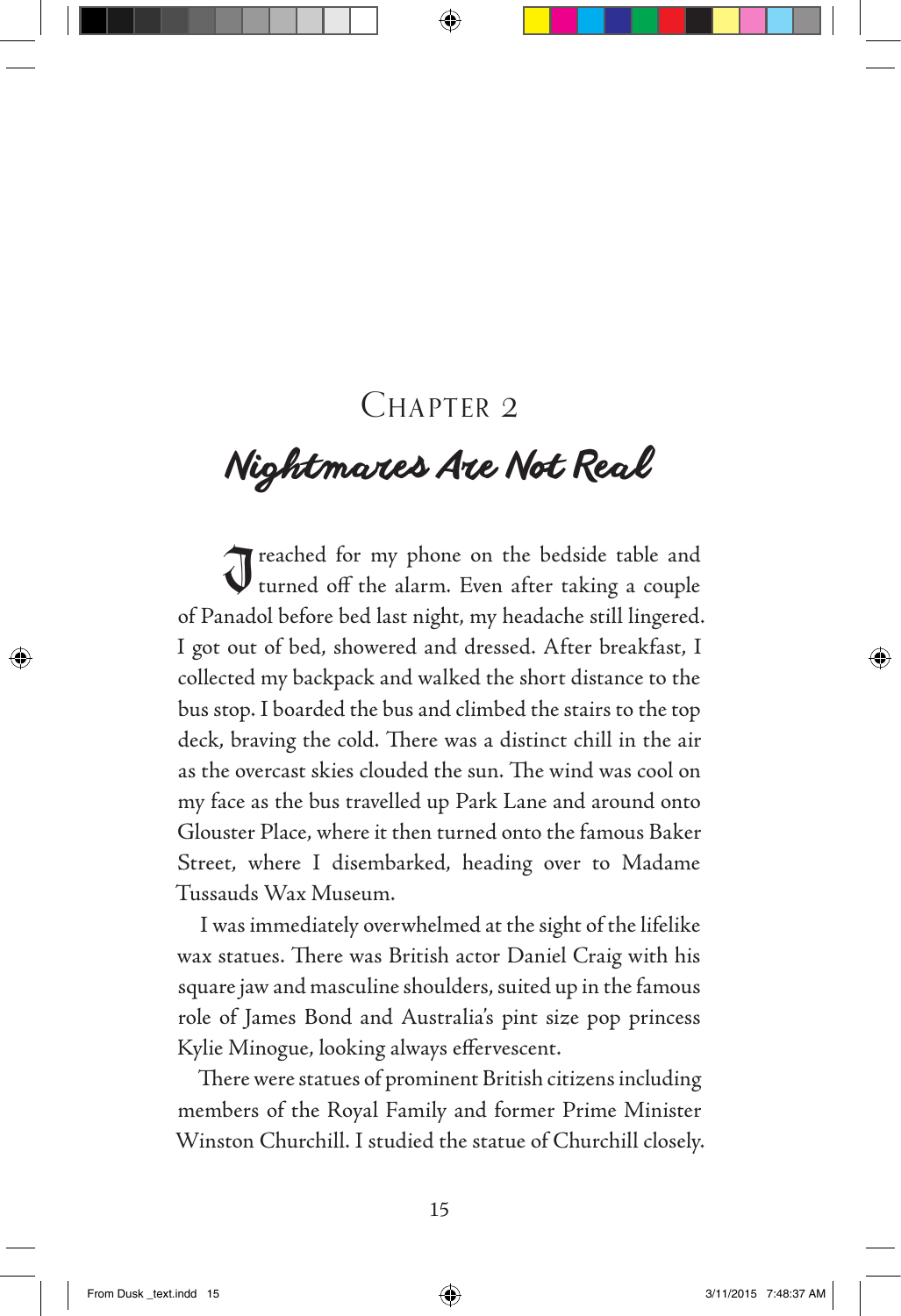# Chapter 2

## *Nightmares Are Not Real*

I reached for my phone on the bedside table and turned off the alarm. Even after taking a couple of Panadol before bed last night, my headache still lingered. I got out of bed, showered and dressed. After breakfast, I collected my backpack and walked the short distance to the bus stop. I boarded the bus and climbed the stairs to the top deck, braving the cold. There was a distinct chill in the air as the overcast skies clouded the sun. The wind was cool on my face as the bus travelled up Park Lane and around onto Glouster Place, where it then turned onto the famous Baker Street, where I disembarked, heading over to Madame Tussauds Wax Museum.

I was immediately overwhelmed at the sight of the lifelike wax statues. There was British actor Daniel Craig with his square jaw and masculine shoulders, suited up in the famous role of James Bond and Australia's pint size pop princess Kylie Minogue, looking always effervescent.

There were statues of prominent British citizens including members of the Royal Family and former Prime Minister Winston Churchill. I studied the statue of Churchill closely.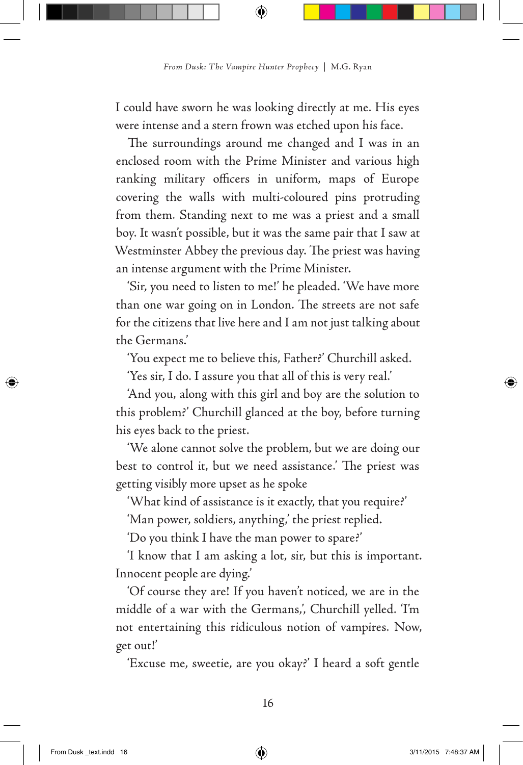I could have sworn he was looking directly at me. His eyes were intense and a stern frown was etched upon his face.

The surroundings around me changed and I was in an enclosed room with the Prime Minister and various high ranking military officers in uniform, maps of Europe covering the walls with multi-coloured pins protruding from them. Standing next to me was a priest and a small boy. It wasn't possible, but it was the same pair that I saw at Westminster Abbey the previous day. The priest was having an intense argument with the Prime Minister.

'Sir, you need to listen to me!' he pleaded. 'We have more than one war going on in London. The streets are not safe for the citizens that live here and I am not just talking about the Germans.'

'You expect me to believe this, Father?' Churchill asked.

'Yes sir, I do. I assure you that all of this is very real.'

'And you, along with this girl and boy are the solution to this problem?' Churchill glanced at the boy, before turning his eyes back to the priest.

'We alone cannot solve the problem, but we are doing our best to control it, but we need assistance.' The priest was getting visibly more upset as he spoke

'What kind of assistance is it exactly, that you require?'

'Man power, soldiers, anything,' the priest replied.

'Do you think I have the man power to spare?'

'I know that I am asking a lot, sir, but this is important. Innocent people are dying.'

'Of course they are! If you haven't noticed, we are in the middle of a war with the Germans,', Churchill yelled. 'I'm not entertaining this ridiculous notion of vampires. Now, get out!'

'Excuse me, sweetie, are you okay?' I heard a soft gentle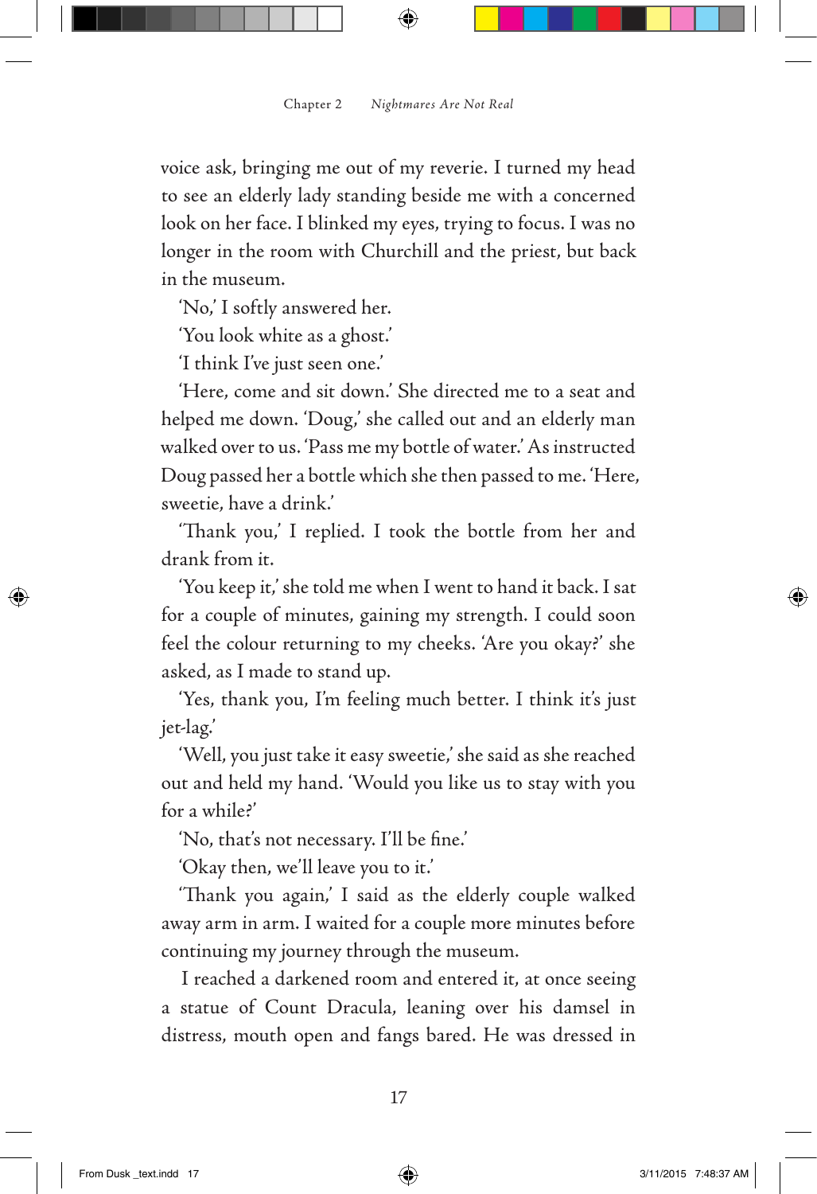voice ask, bringing me out of my reverie. I turned my head to see an elderly lady standing beside me with a concerned look on her face. I blinked my eyes, trying to focus. I was no longer in the room with Churchill and the priest, but back in the museum.

'No,' I softly answered her.

'You look white as a ghost.'

'I think I've just seen one.'

'Here, come and sit down.' She directed me to a seat and helped me down. 'Doug,' she called out and an elderly man walked over to us. 'Pass me my bottle of water.' As instructed Doug passed her a bottle which she then passed to me. 'Here, sweetie, have a drink.'

'Thank you,' I replied. I took the bottle from her and drank from it.

'You keep it,' she told me when I went to hand it back. I sat for a couple of minutes, gaining my strength. I could soon feel the colour returning to my cheeks. 'Are you okay?' she asked, as I made to stand up.

'Yes, thank you, I'm feeling much better. I think it's just jet-lag.'

'Well, you just take it easy sweetie,' she said as she reached out and held my hand. 'Would you like us to stay with you for a while?'

'No, that's not necessary. I'll be fine.'

'Okay then, we'll leave you to it.'

'Thank you again,' I said as the elderly couple walked away arm in arm. I waited for a couple more minutes before continuing my journey through the museum.

I reached a darkened room and entered it, at once seeing a statue of Count Dracula, leaning over his damsel in distress, mouth open and fangs bared. He was dressed in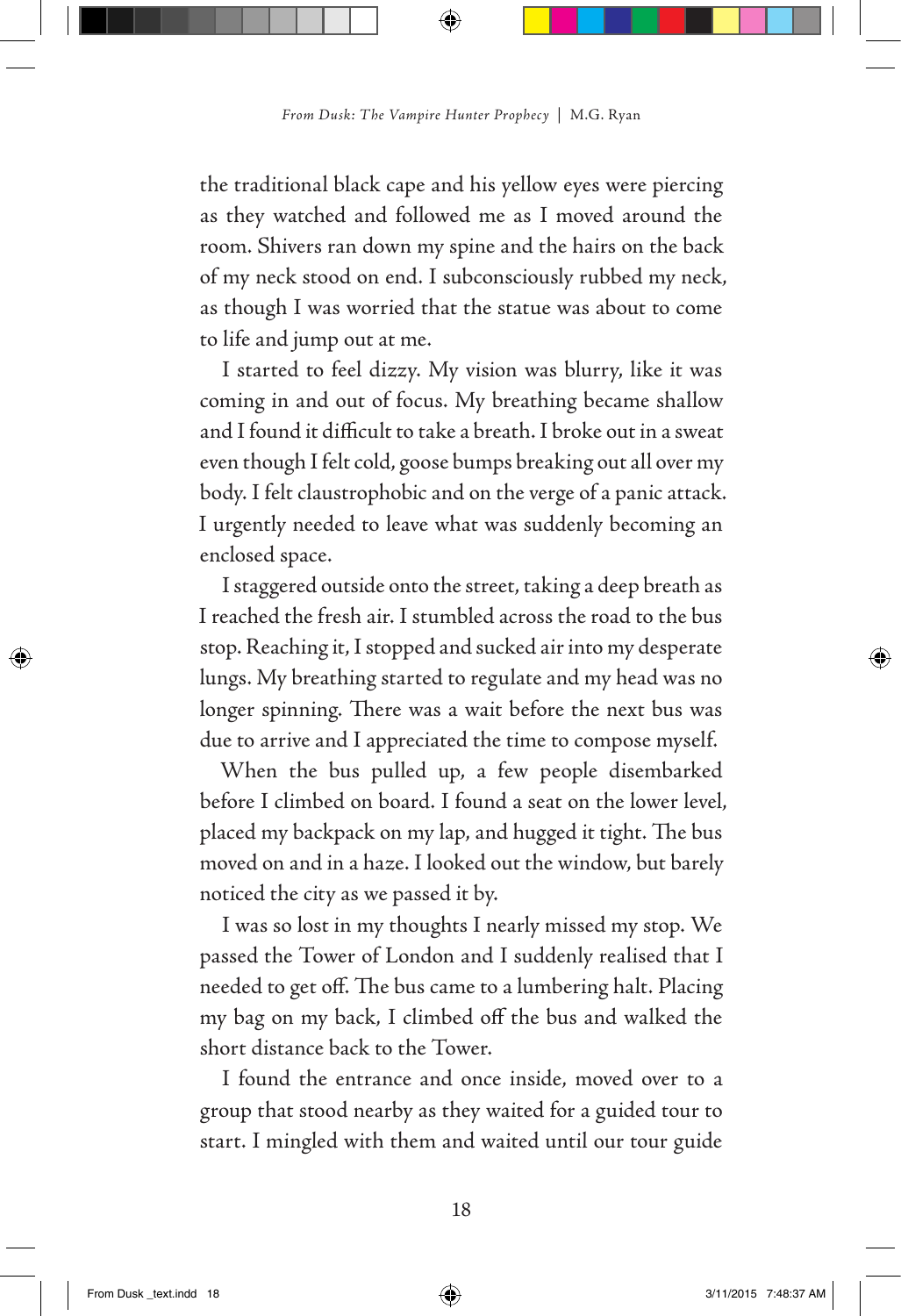the traditional black cape and his yellow eyes were piercing as they watched and followed me as I moved around the room. Shivers ran down my spine and the hairs on the back of my neck stood on end. I subconsciously rubbed my neck, as though I was worried that the statue was about to come to life and jump out at me.

I started to feel dizzy. My vision was blurry, like it was coming in and out of focus. My breathing became shallow and I found it difficult to take a breath. I broke out in a sweat even though I felt cold, goose bumps breaking out all over my body. I felt claustrophobic and on the verge of a panic attack. I urgently needed to leave what was suddenly becoming an enclosed space.

I staggered outside onto the street, taking a deep breath as I reached the fresh air. I stumbled across the road to the bus stop. Reaching it, I stopped and sucked air into my desperate lungs. My breathing started to regulate and my head was no longer spinning. There was a wait before the next bus was due to arrive and I appreciated the time to compose myself.

When the bus pulled up, a few people disembarked before I climbed on board. I found a seat on the lower level, placed my backpack on my lap, and hugged it tight. The bus moved on and in a haze. I looked out the window, but barely noticed the city as we passed it by.

I was so lost in my thoughts I nearly missed my stop. We passed the Tower of London and I suddenly realised that I needed to get off. The bus came to a lumbering halt. Placing my bag on my back, I climbed off the bus and walked the short distance back to the Tower.

I found the entrance and once inside, moved over to a group that stood nearby as they waited for a guided tour to start. I mingled with them and waited until our tour guide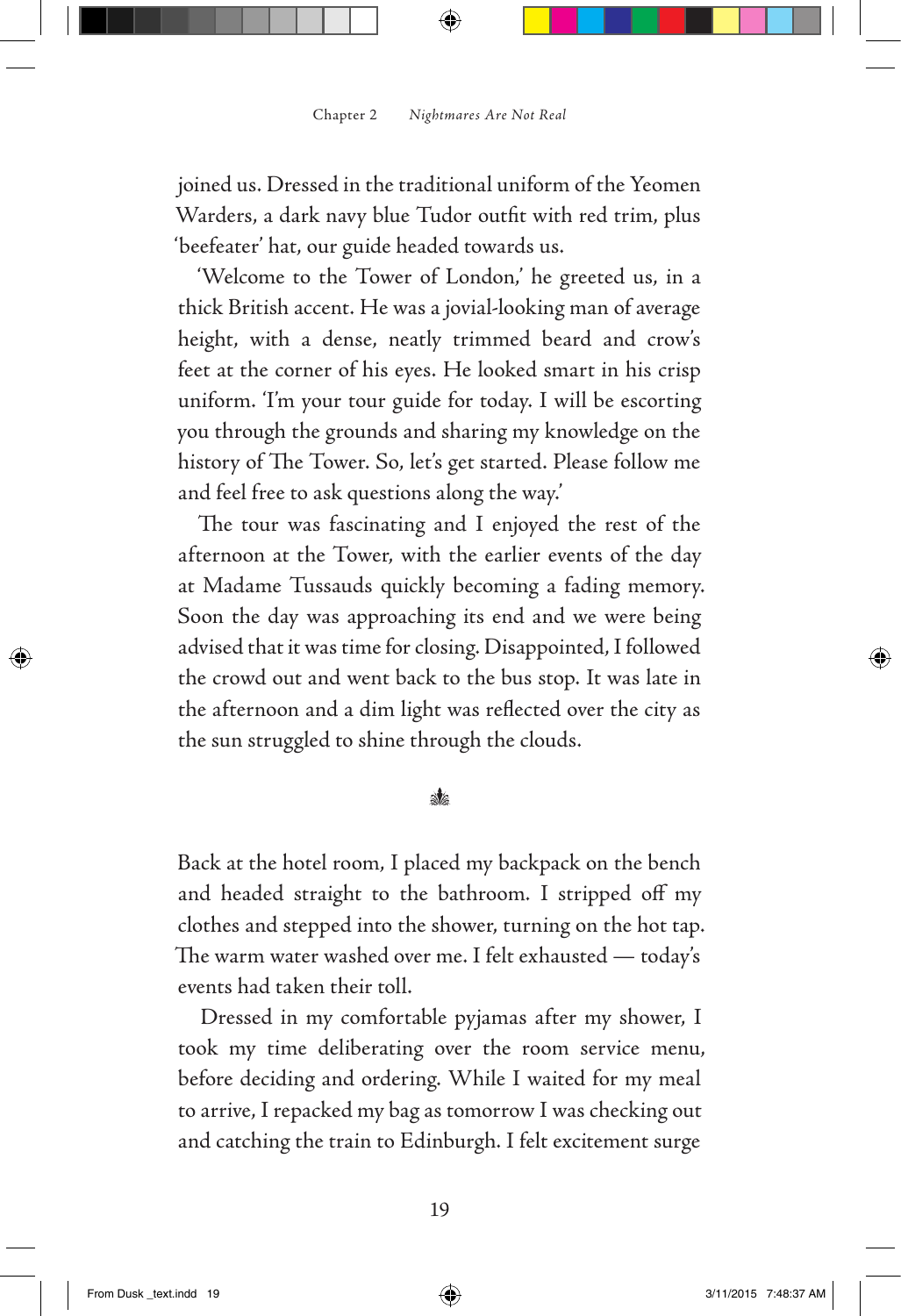joined us. Dressed in the traditional uniform of the Yeomen Warders, a dark navy blue Tudor outfit with red trim, plus 'beefeater' hat, our guide headed towards us.

'Welcome to the Tower of London,' he greeted us, in a thick British accent. He was a jovial-looking man of average height, with a dense, neatly trimmed beard and crow's feet at the corner of his eyes. He looked smart in his crisp uniform. 'I'm your tour guide for today. I will be escorting you through the grounds and sharing my knowledge on the history of The Tower. So, let's get started. Please follow me and feel free to ask questions along the way.'

The tour was fascinating and I enjoyed the rest of the afternoon at the Tower, with the earlier events of the day at Madame Tussauds quickly becoming a fading memory. Soon the day was approaching its end and we were being advised that it was time for closing. Disappointed, I followed the crowd out and went back to the bus stop. It was late in the afternoon and a dim light was reflected over the city as the sun struggled to shine through the clouds.

⁂

Back at the hotel room, I placed my backpack on the bench and headed straight to the bathroom. I stripped off my clothes and stepped into the shower, turning on the hot tap. The warm water washed over me. I felt exhausted — today's events had taken their toll.

Dressed in my comfortable pyjamas after my shower, I took my time deliberating over the room service menu, before deciding and ordering. While I waited for my meal to arrive, I repacked my bag as tomorrow I was checking out and catching the train to Edinburgh. I felt excitement surge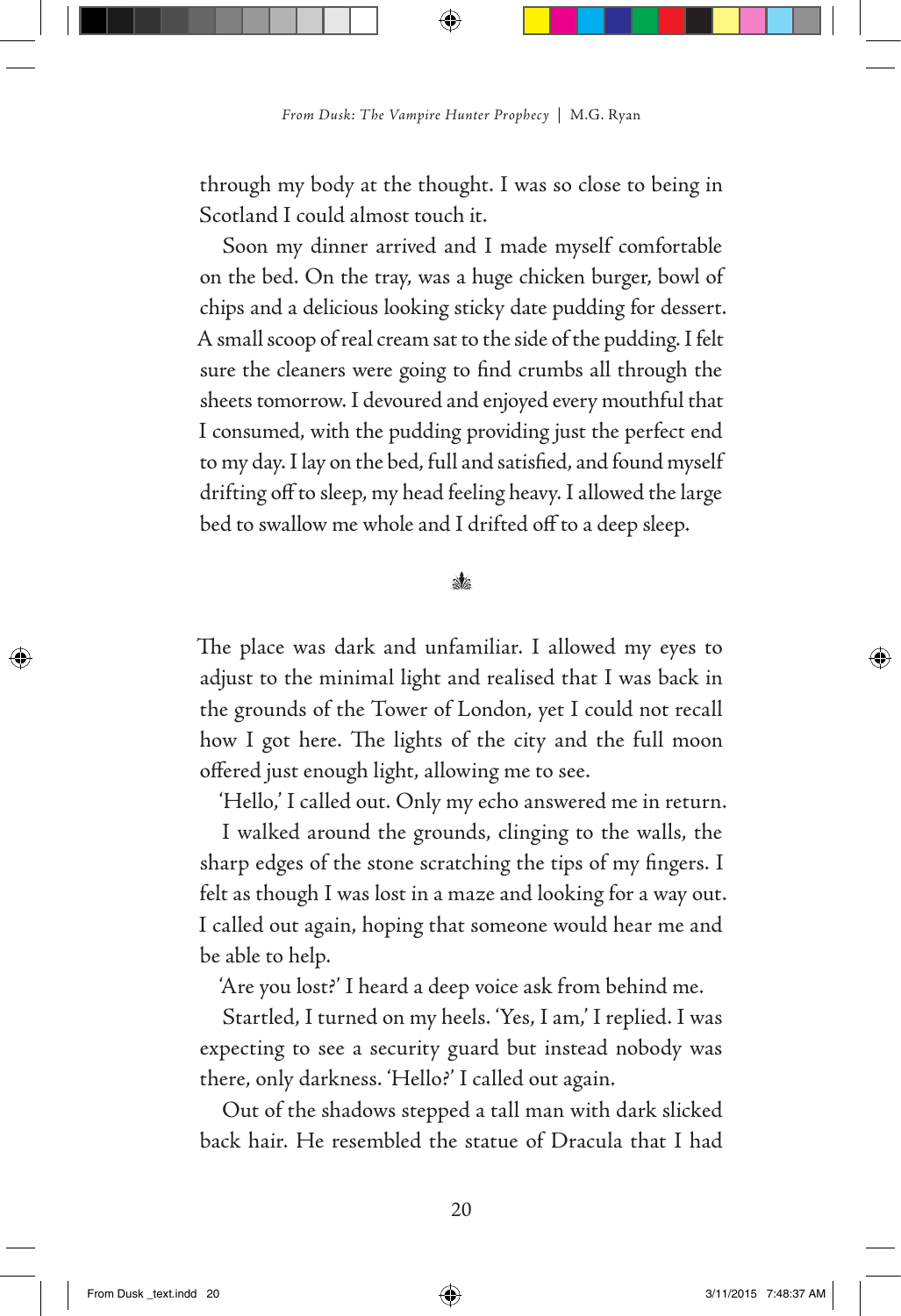through my body at the thought. I was so close to being in Scotland I could almost touch it.

Soon my dinner arrived and I made myself comfortable on the bed. On the tray, was a huge chicken burger, bowl of chips and a delicious looking sticky date pudding for dessert. A small scoop of real cream sat to the side of the pudding. I felt sure the cleaners were going to find crumbs all through the sheets tomorrow. I devoured and enjoyed every mouthful that I consumed, with the pudding providing just the perfect end to my day. I lay on the bed, full and satisfied, and found myself drifting off to sleep, my head feeling heavy. I allowed the large bed to swallow me whole and I drifted off to a deep sleep.

⁂

The place was dark and unfamiliar. I allowed my eyes to adjust to the minimal light and realised that I was back in the grounds of the Tower of London, yet I could not recall how I got here. The lights of the city and the full moon offered just enough light, allowing me to see.

'Hello,' I called out. Only my echo answered me in return.

I walked around the grounds, clinging to the walls, the sharp edges of the stone scratching the tips of my fingers. I felt as though I was lost in a maze and looking for a way out. I called out again, hoping that someone would hear me and be able to help.

'Are you lost?' I heard a deep voice ask from behind me.

Startled, I turned on my heels. 'Yes, I am,' I replied. I was expecting to see a security guard but instead nobody was there, only darkness. 'Hello?' I called out again.

Out of the shadows stepped a tall man with dark slicked back hair. He resembled the statue of Dracula that I had